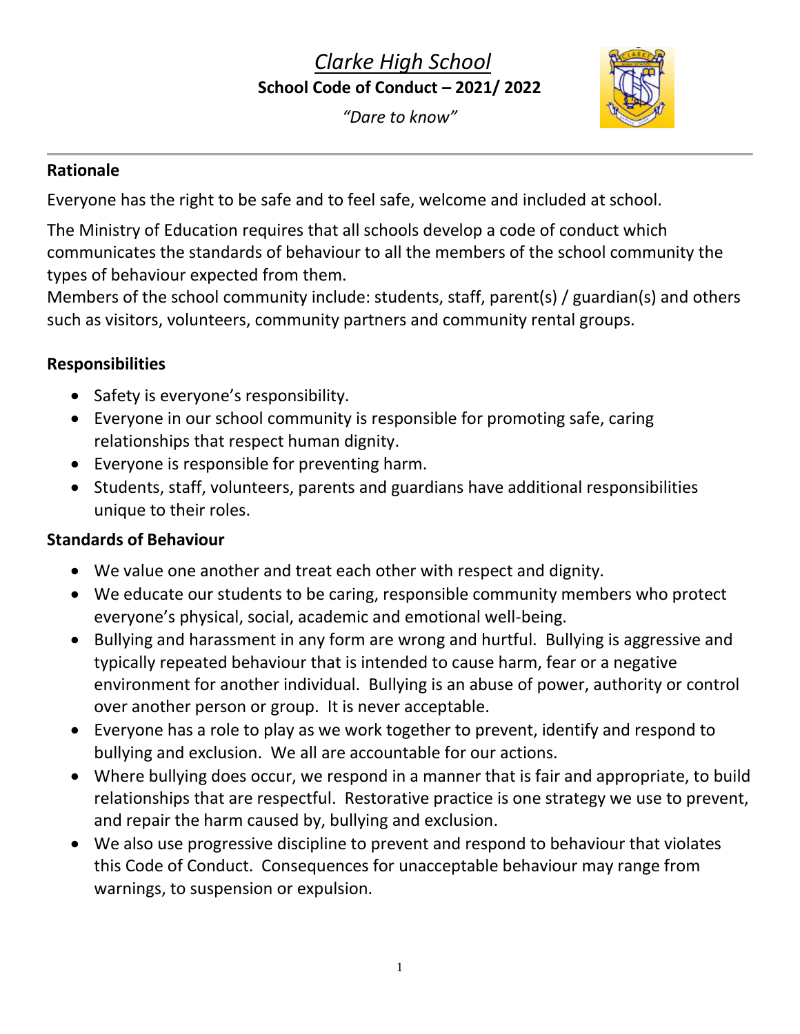# *Clarke High School*

**School Code of Conduct – 2021/ 2022**

*"Dare to know"*

## Rationale

Everyone has the right to be safe and to feel safe, welcome and included at school.

The Ministry of Education requires that all schools develop a code of conduct which communicates the standards of behaviour to all the members of the school community the types of behaviour expected from them.

Members of the school community include: students, staff, parent(s) / guardian(s) and others such as visitors, volunteers, community partners and community rental groups.

## Responsibilities

- Safety is everyone's responsibility.
- Everyone in our school community is responsible for promoting safe, caring relationships that respect human dignity.
- Everyone is responsible for preventing harm.
- Students, staff, volunteers, parents and guardians have additional responsibilities unique to their roles.

## Standards of Behaviour

- We value one another and treat each other with respect and dignity.
- We educate our students to be caring, responsible community members who protect everyone's physical, social, academic and emotional well-being.
- Bullying and harassment in any form are wrong and hurtful. Bullying is aggressive and typically repeated behaviour that is intended to cause harm, fear or a negative environment for another individual. Bullying is an abuse of power, authority or control over another person or group. It is never acceptable.
- Everyone has a role to play as we work together to prevent, identify and respond to bullying and exclusion. We all are accountable for our actions.
- Where bullying does occur, we respond in a manner that is fair and appropriate, to build relationships that are respectful. Restorative practice is one strategy we use to prevent, and repair the harm caused by, bullying and exclusion.
- We also use progressive discipline to prevent and respond to behaviour that violates this Code of Conduct. Consequences for unacceptable behaviour may range from warnings, to suspension or expulsion.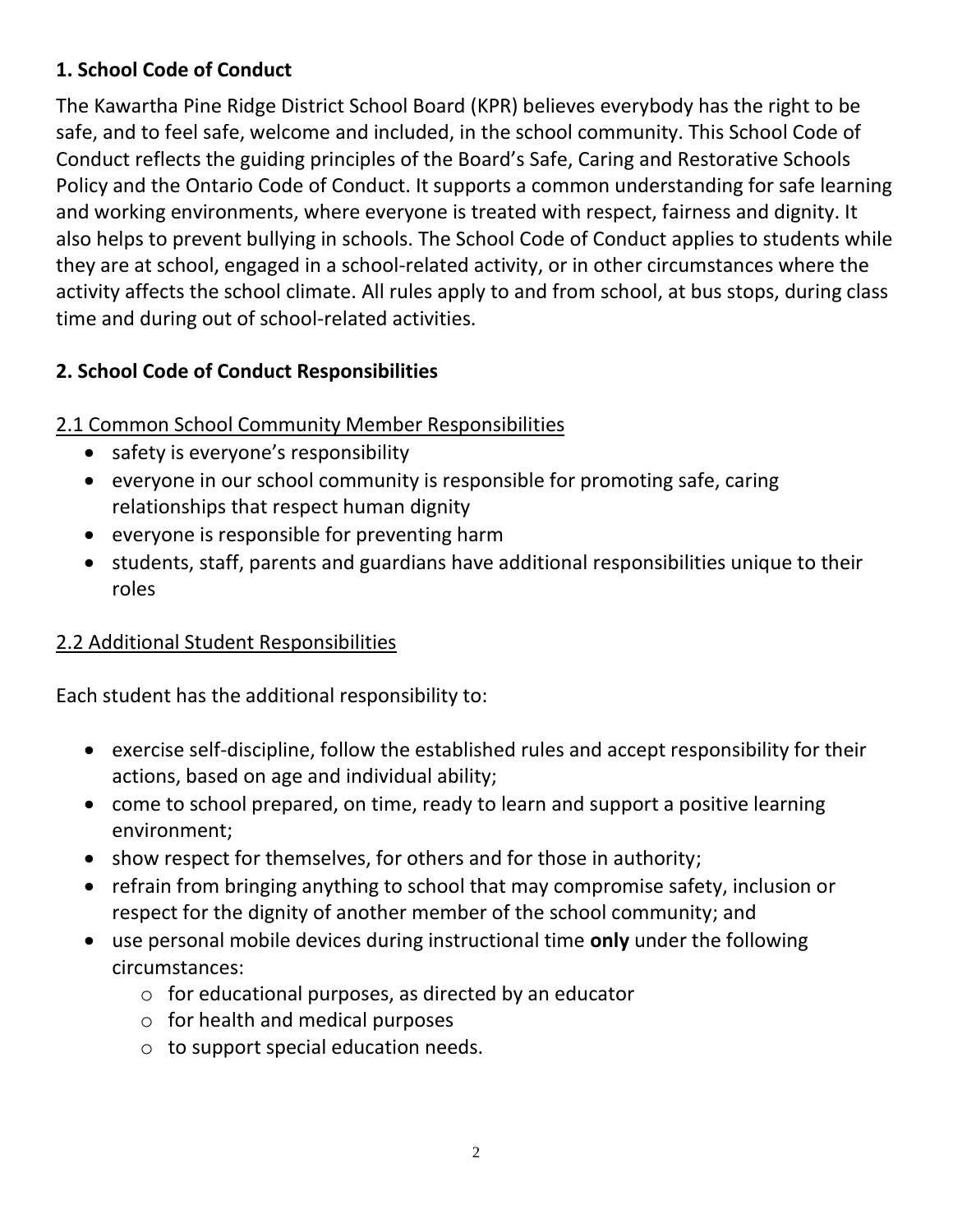## 1. School Code of Conduct

The Kawartha Pine Ridge District School Board (KPR) believes everybody has the right to be safe, and to feel safe, welcome and included, in the school community. This School Code of Conduct reflects the guiding principles of the Board's Safe, Caring and Restorative Schools Policy and the Ontario Code of Conduct. It supports a common understanding for safe learning and working environments, where everyone is treated with respect, fairness and dignity. It also helps to prevent bullying in schools. The School Code of Conduct applies to students while they are at school, engaged in a school-related activity, or in other circumstances where the activity affects the school climate. All rules apply to and from school, at bus stops, during class time and during out of school-related activities.

## 2. School Code of Conduct Responsibilities

### 2.1 Common School Community Member Responsibilities

- safety is everyone's responsibility
- everyone in our school community is responsible for promoting safe, caring relationships that respect human dignity
- everyone is responsible for preventing harm
- students, staff, parents and guardians have additional responsibilities unique to their roles

### 2.2 Additional Student Responsibilities

Each student has the additional responsibility to:

- exercise self-discipline, follow the established rules and accept responsibility for their actions, based on age and individual ability;
- come to school prepared, on time, ready to learn and support a positive learning environment;
- show respect for themselves, for others and for those in authority;
- refrain from bringing anything to school that may compromise safety, inclusion or respect for the dignity of another member of the school community; and
- use personal mobile devices during instructional time **only** under the following circumstances:
  - for educational purposes, as directed by an educator
  - for health and medical purposes
  - to support special education needs.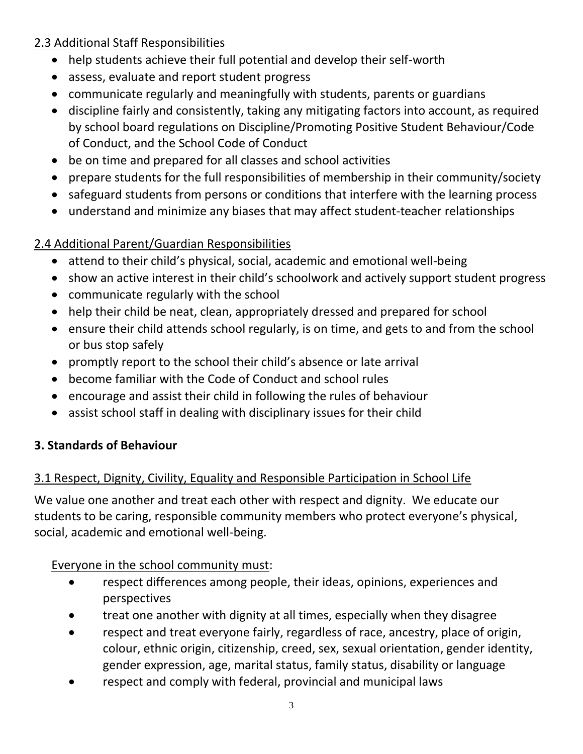### 2.3 Additional Staff Responsibilities

- help students achieve their full potential and develop their self-worth
- assess, evaluate and report student progress
- communicate regularly and meaningfully with students, parents or guardians
- discipline fairly and consistently, taking any mitigating factors into account, as required by school board regulations on Discipline/Promoting Positive Student Behaviour/Code of Conduct, and the School Code of Conduct
- be on time and prepared for all classes and school activities
- prepare students for the full responsibilities of membership in their community/society
- safeguard students from persons or conditions that interfere with the learning process
- understand and minimize any biases that may affect student-teacher relationships

### 2.4 Additional Parent/Guardian Responsibilities

- attend to their child's physical, social, academic and emotional well-being
- show an active interest in their child's schoolwork and actively support student progress
- communicate regularly with the school
- help their child be neat, clean, appropriately dressed and prepared for school
- ensure their child attends school regularly, is on time, and gets to and from the school or bus stop safely
- promptly report to the school their child's absence or late arrival
- become familiar with the Code of Conduct and school rules
- encourage and assist their child in following the rules of behaviour
- assist school staff in dealing with disciplinary issues for their child

## 3. Standards of Behaviour

### 3.1 Respect, Dignity, Civility, Equality and Responsible Participation in School Life

We value one another and treat each other with respect and dignity. We educate our students to be caring, responsible community members who protect everyone's physical, social, academic and emotional well-being.

Everyone in the school community must:

- respect differences among people, their ideas, opinions, experiences and perspectives
- treat one another with dignity at all times, especially when they disagree
- respect and treat everyone fairly, regardless of race, ancestry, place of origin, colour, ethnic origin, citizenship, creed, sex, sexual orientation, gender identity, gender expression, age, marital status, family status, disability or language
- respect and comply with federal, provincial and municipal laws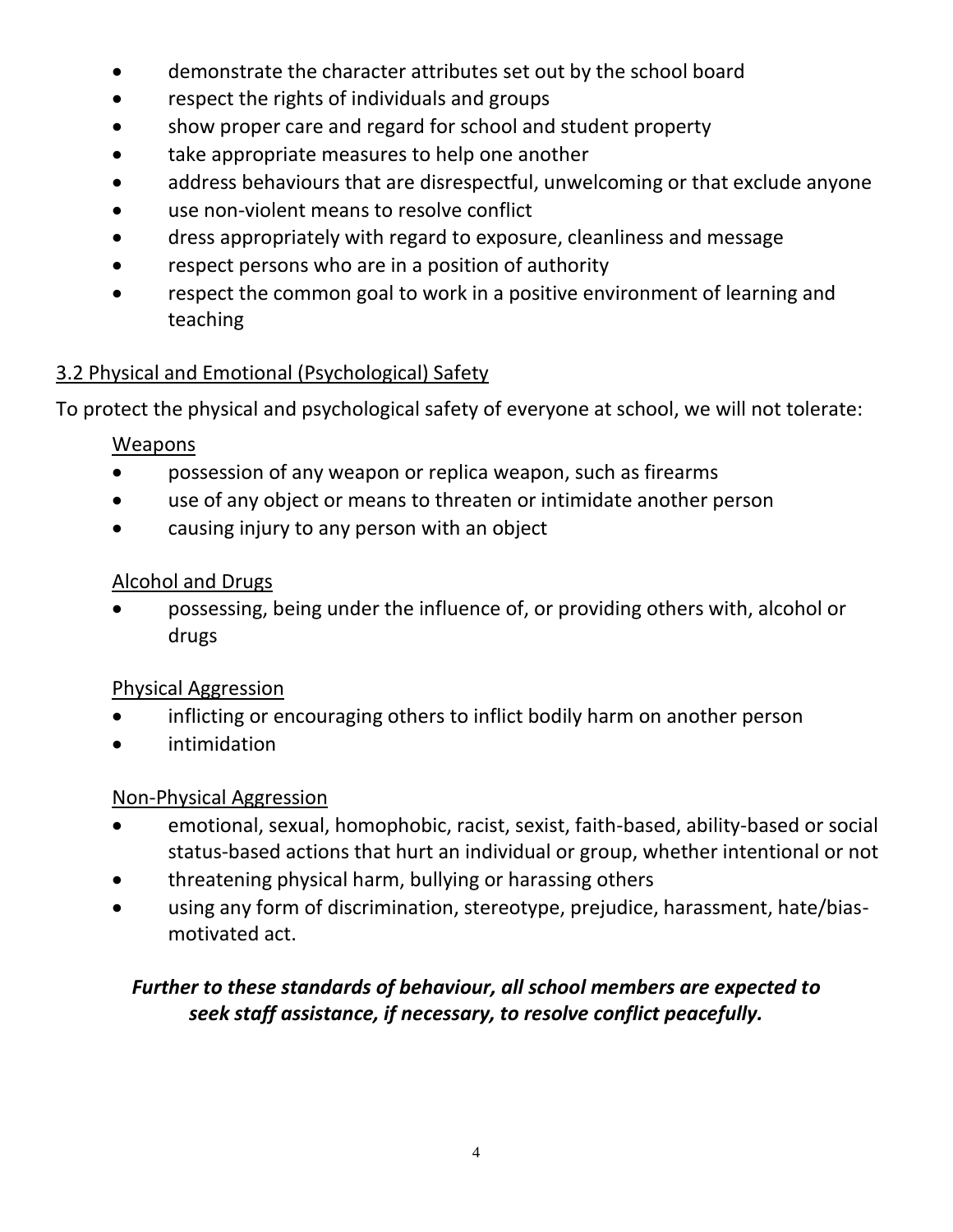- demonstrate the character attributes set out by the school board
- respect the rights of individuals and groups
- show proper care and regard for school and student property
- take appropriate measures to help one another
- address behaviours that are disrespectful, unwelcoming or that exclude anyone
- use non-violent means to resolve conflict
- dress appropriately with regard to exposure, cleanliness and message
- respect persons who are in a position of authority
- respect the common goal to work in a positive environment of learning and teaching

### 3.2 Physical and Emotional (Psychological) Safety

To protect the physical and psychological safety of everyone at school, we will not tolerate:

#### Weapons

- possession of any weapon or replica weapon, such as firearms
- use of any object or means to threaten or intimidate another person
- causing injury to any person with an object

#### Alcohol and Drugs

- possessing, being under the influence of, or providing others with, alcohol or drugs

#### Physical Aggression

- inflicting or encouraging others to inflict bodily harm on another person
- intimidation

#### Non-Physical Aggression

- emotional, sexual, homophobic, racist, sexist, faith-based, ability-based or social status-based actions that hurt an individual or group, whether intentional or not
- threatening physical harm, bullying or harassing others
- using any form of discrimination, stereotype, prejudice, harassment, hate/bias-motivated act.

***Further to these standards of behaviour, all school members are expected to seek staff assistance, if necessary, to resolve conflict peacefully.***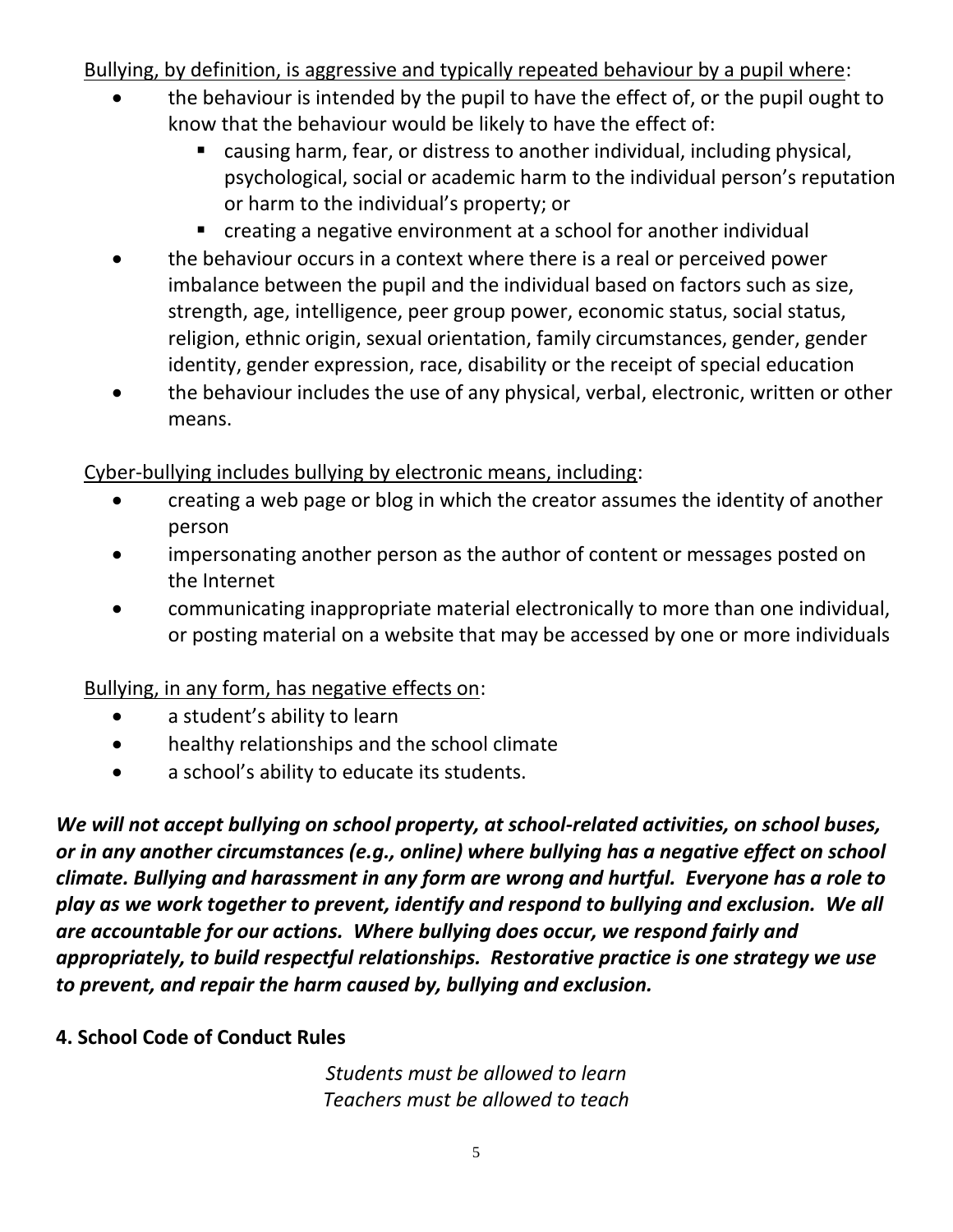Bullying, by definition, is aggressive and typically repeated behaviour by a pupil where:

- the behaviour is intended by the pupil to have the effect of, or the pupil ought to know that the behaviour would be likely to have the effect of:
  - causing harm, fear, or distress to another individual, including physical, psychological, social or academic harm to the individual person's reputation or harm to the individual's property; or
  - creating a negative environment at a school for another individual
- the behaviour occurs in a context where there is a real or perceived power imbalance between the pupil and the individual based on factors such as size, strength, age, intelligence, peer group power, economic status, social status, religion, ethnic origin, sexual orientation, family circumstances, gender, gender identity, gender expression, race, disability or the receipt of special education
- the behaviour includes the use of any physical, verbal, electronic, written or other means.

Cyber-bullying includes bullying by electronic means, including:

- creating a web page or blog in which the creator assumes the identity of another person
- impersonating another person as the author of content or messages posted on the Internet
- communicating inappropriate material electronically to more than one individual, or posting material on a website that may be accessed by one or more individuals

Bullying, in any form, has negative effects on:

- a student's ability to learn
- healthy relationships and the school climate
- a school's ability to educate its students.

***We will not accept bullying on school property, at school-related activities, on school buses, or in any another circumstances (e.g., online) where bullying has a negative effect on school climate. Bullying and harassment in any form are wrong and hurtful. Everyone has a role to play as we work together to prevent, identify and respond to bullying and exclusion. We all are accountable for our actions. Where bullying does occur, we respond fairly and appropriately, to build respectful relationships. Restorative practice is one strategy we use to prevent, and repair the harm caused by, bullying and exclusion.***

## 4. School Code of Conduct Rules

*Students must be allowed to learn*
*Teachers must be allowed to teach*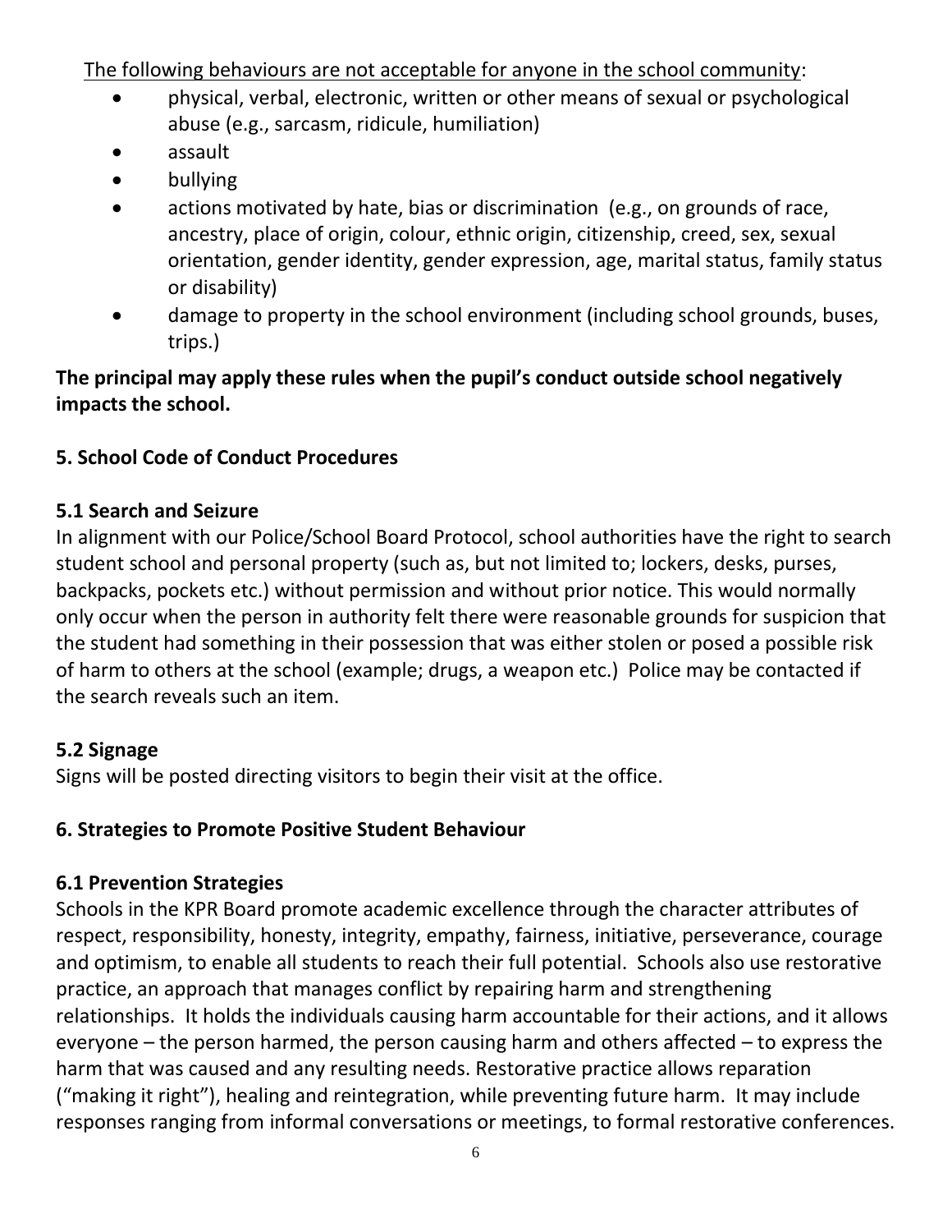The following behaviours are not acceptable for anyone in the school community:

- physical, verbal, electronic, written or other means of sexual or psychological abuse (e.g., sarcasm, ridicule, humiliation)
- assault
- bullying
- actions motivated by hate, bias or discrimination (e.g., on grounds of race, ancestry, place of origin, colour, ethnic origin, citizenship, creed, sex, sexual orientation, gender identity, gender expression, age, marital status, family status or disability)
- damage to property in the school environment (including school grounds, buses, trips.)

**The principal may apply these rules when the pupil's conduct outside school negatively impacts the school.**

## 5. School Code of Conduct Procedures

### 5.1 Search and Seizure

In alignment with our Police/School Board Protocol, school authorities have the right to search student school and personal property (such as, but not limited to; lockers, desks, purses, backpacks, pockets etc.) without permission and without prior notice. This would normally only occur when the person in authority felt there were reasonable grounds for suspicion that the student had something in their possession that was either stolen or posed a possible risk of harm to others at the school (example; drugs, a weapon etc.) Police may be contacted if the search reveals such an item.

### 5.2 Signage

Signs will be posted directing visitors to begin their visit at the office.

## 6. Strategies to Promote Positive Student Behaviour

### 6.1 Prevention Strategies

Schools in the KPR Board promote academic excellence through the character attributes of respect, responsibility, honesty, integrity, empathy, fairness, initiative, perseverance, courage and optimism, to enable all students to reach their full potential. Schools also use restorative practice, an approach that manages conflict by repairing harm and strengthening relationships. It holds the individuals causing harm accountable for their actions, and it allows everyone – the person harmed, the person causing harm and others affected – to express the harm that was caused and any resulting needs. Restorative practice allows reparation ("making it right"), healing and reintegration, while preventing future harm. It may include responses ranging from informal conversations or meetings, to formal restorative conferences.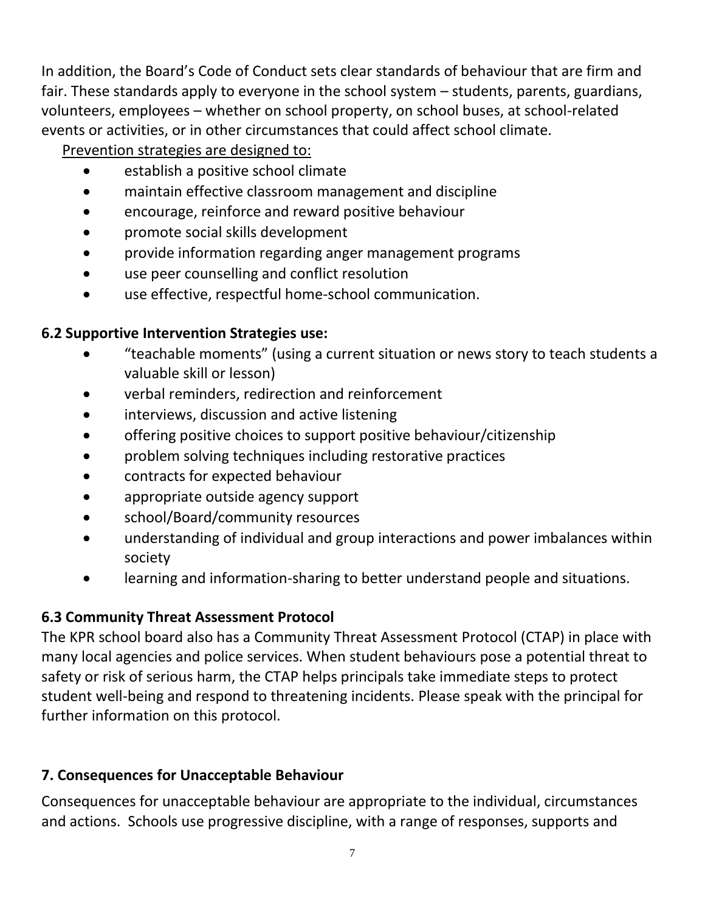In addition, the Board's Code of Conduct sets clear standards of behaviour that are firm and fair. These standards apply to everyone in the school system – students, parents, guardians, volunteers, employees – whether on school property, on school buses, at school-related events or activities, or in other circumstances that could affect school climate.

Prevention strategies are designed to:

- establish a positive school climate
- maintain effective classroom management and discipline
- encourage, reinforce and reward positive behaviour
- promote social skills development
- provide information regarding anger management programs
- use peer counselling and conflict resolution
- use effective, respectful home-school communication.

### 6.2 Supportive Intervention Strategies use:

- "teachable moments" (using a current situation or news story to teach students a valuable skill or lesson)
- verbal reminders, redirection and reinforcement
- interviews, discussion and active listening
- offering positive choices to support positive behaviour/citizenship
- problem solving techniques including restorative practices
- contracts for expected behaviour
- appropriate outside agency support
- school/Board/community resources
- understanding of individual and group interactions and power imbalances within society
- learning and information-sharing to better understand people and situations.

### 6.3 Community Threat Assessment Protocol

The KPR school board also has a Community Threat Assessment Protocol (CTAP) in place with many local agencies and police services. When student behaviours pose a potential threat to safety or risk of serious harm, the CTAP helps principals take immediate steps to protect student well-being and respond to threatening incidents. Please speak with the principal for further information on this protocol.

## 7. Consequences for Unacceptable Behaviour

Consequences for unacceptable behaviour are appropriate to the individual, circumstances and actions. Schools use progressive discipline, with a range of responses, supports and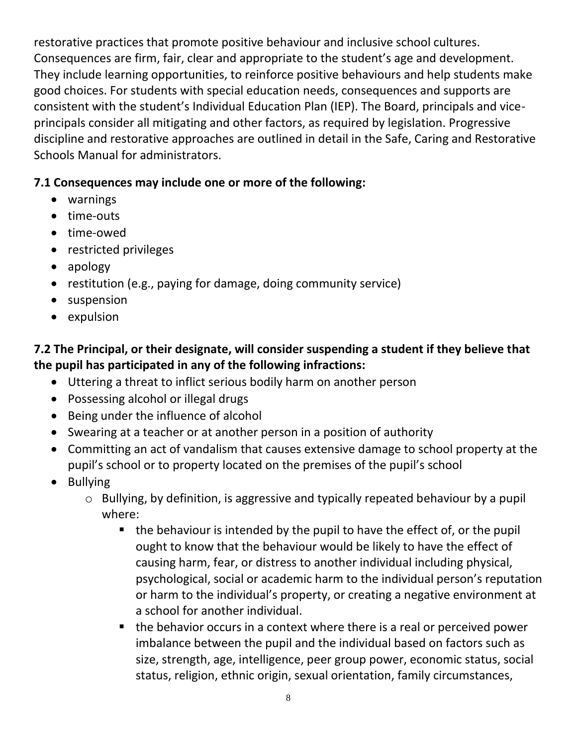restorative practices that promote positive behaviour and inclusive school cultures. Consequences are firm, fair, clear and appropriate to the student's age and development. They include learning opportunities, to reinforce positive behaviours and help students make good choices. For students with special education needs, consequences and supports are consistent with the student's Individual Education Plan (IEP). The Board, principals and vice-principals consider all mitigating and other factors, as required by legislation. Progressive discipline and restorative approaches are outlined in detail in the Safe, Caring and Restorative Schools Manual for administrators.

**7.1 Consequences may include one or more of the following:**

- warnings
- time-outs
- time-owed
- restricted privileges
- apology
- restitution (e.g., paying for damage, doing community service)
- suspension
- expulsion

**7.2 The Principal, or their designate, will consider suspending a student if they believe that the pupil has participated in any of the following infractions:**

- Uttering a threat to inflict serious bodily harm on another person
- Possessing alcohol or illegal drugs
- Being under the influence of alcohol
- Swearing at a teacher or at another person in a position of authority
- Committing an act of vandalism that causes extensive damage to school property at the pupil's school or to property located on the premises of the pupil's school
- Bullying
  - Bullying, by definition, is aggressive and typically repeated behaviour by a pupil where:
    - the behaviour is intended by the pupil to have the effect of, or the pupil ought to know that the behaviour would be likely to have the effect of causing harm, fear, or distress to another individual including physical, psychological, social or academic harm to the individual person's reputation or harm to the individual's property, or creating a negative environment at a school for another individual.
    - the behavior occurs in a context where there is a real or perceived power imbalance between the pupil and the individual based on factors such as size, strength, age, intelligence, peer group power, economic status, social status, religion, ethnic origin, sexual orientation, family circumstances,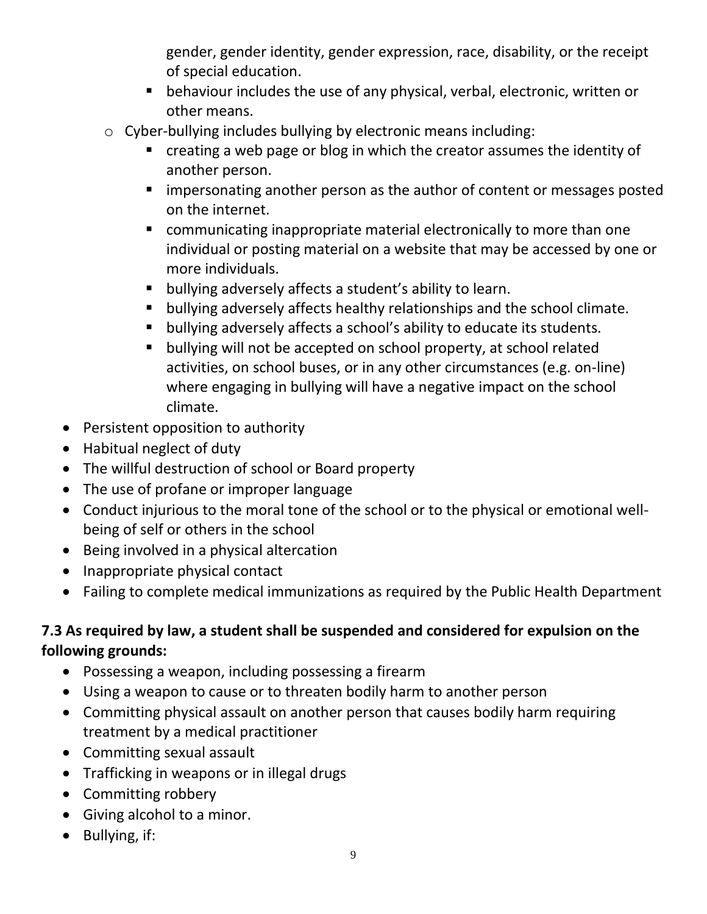- gender, gender identity, gender expression, race, disability, or the receipt of special education.
    - behaviour includes the use of any physical, verbal, electronic, written or other means.
  - Cyber-bullying includes bullying by electronic means including:
    - creating a web page or blog in which the creator assumes the identity of another person.
    - impersonating another person as the author of content or messages posted on the internet.
    - communicating inappropriate material electronically to more than one individual or posting material on a website that may be accessed by one or more individuals.
    - bullying adversely affects a student's ability to learn.
    - bullying adversely affects healthy relationships and the school climate.
    - bullying adversely affects a school's ability to educate its students.
    - bullying will not be accepted on school property, at school related activities, on school buses, or in any other circumstances (e.g. on-line) where engaging in bullying will have a negative impact on the school climate.
- Persistent opposition to authority
- Habitual neglect of duty
- The willful destruction of school or Board property
- The use of profane or improper language
- Conduct injurious to the moral tone of the school or to the physical or emotional well-being of self or others in the school
- Being involved in a physical altercation
- Inappropriate physical contact
- Failing to complete medical immunizations as required by the Public Health Department

**7.3 As required by law, a student shall be suspended and considered for expulsion on the following grounds:**

- Possessing a weapon, including possessing a firearm
- Using a weapon to cause or to threaten bodily harm to another person
- Committing physical assault on another person that causes bodily harm requiring treatment by a medical practitioner
- Committing sexual assault
- Trafficking in weapons or in illegal drugs
- Committing robbery
- Giving alcohol to a minor.
- Bullying, if: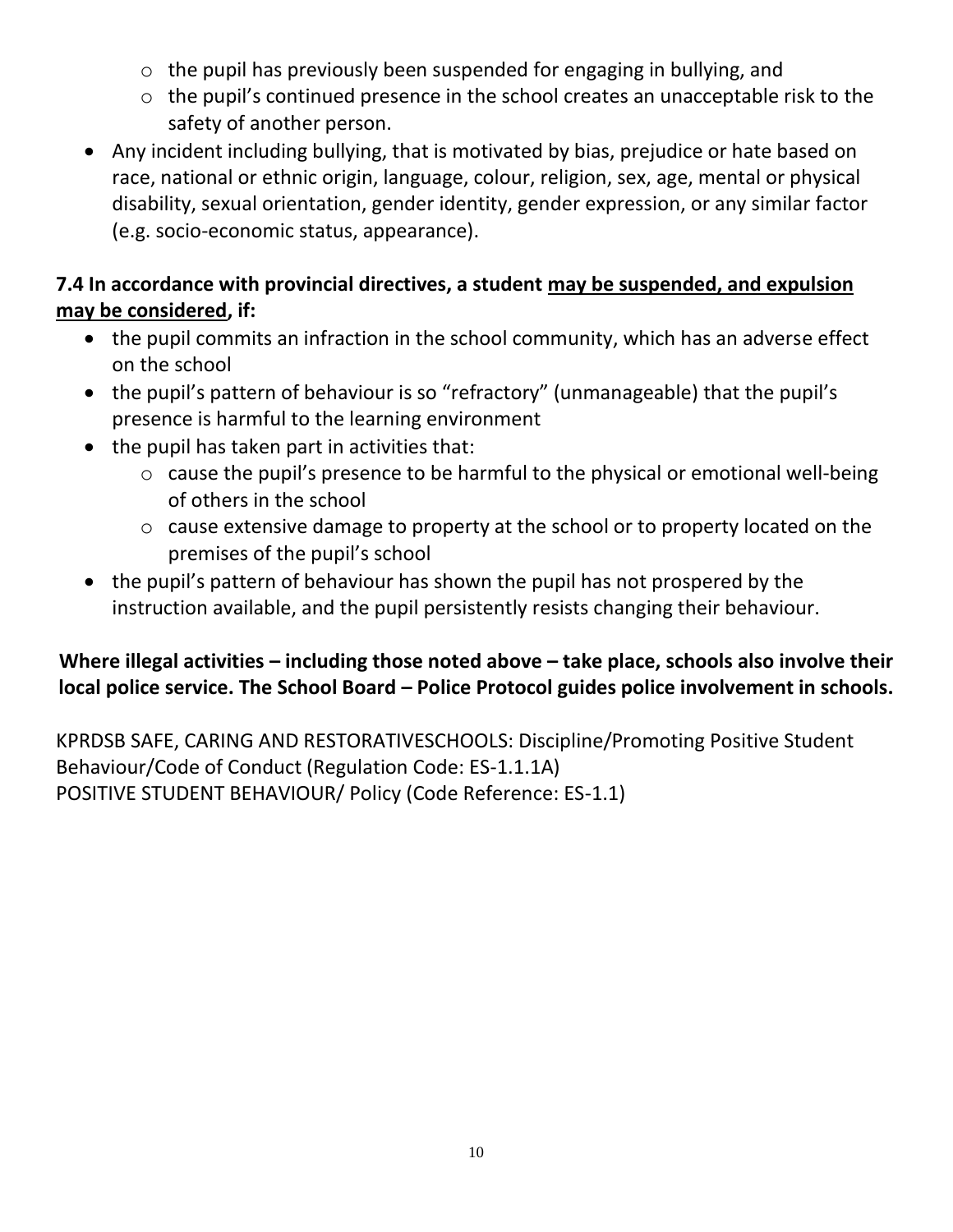- the pupil has previously been suspended for engaging in bullying, and
  - the pupil's continued presence in the school creates an unacceptable risk to the safety of another person.
- Any incident including bullying, that is motivated by bias, prejudice or hate based on race, national or ethnic origin, language, colour, religion, sex, age, mental or physical disability, sexual orientation, gender identity, gender expression, or any similar factor (e.g. socio-economic status, appearance).

**7.4 In accordance with provincial directives, a student <u>may be suspended, and expulsion may be considered</u>, if:**

- the pupil commits an infraction in the school community, which has an adverse effect on the school
- the pupil's pattern of behaviour is so "refractory" (unmanageable) that the pupil's presence is harmful to the learning environment
- the pupil has taken part in activities that:
  - cause the pupil's presence to be harmful to the physical or emotional well-being of others in the school
  - cause extensive damage to property at the school or to property located on the premises of the pupil's school
- the pupil's pattern of behaviour has shown the pupil has not prospered by the instruction available, and the pupil persistently resists changing their behaviour.

**Where illegal activities – including those noted above – take place, schools also involve their local police service. The School Board – Police Protocol guides police involvement in schools.**

KPRDSB SAFE, CARING AND RESTORATIVESCHOOLS: Discipline/Promoting Positive Student Behaviour/Code of Conduct (Regulation Code: ES-1.1.1A)
POSITIVE STUDENT BEHAVIOUR/ Policy (Code Reference: ES-1.1)